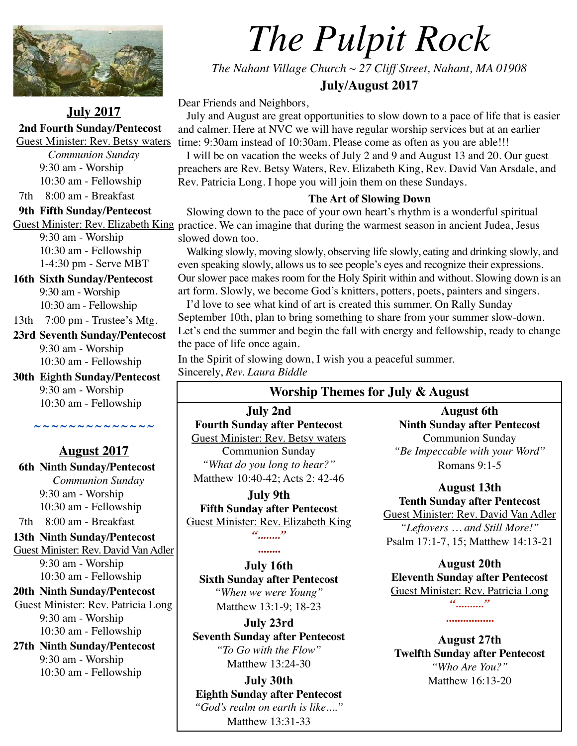# The Pulpit Rock

*The Nahant Village Church ~ 27 Cliff Street, Nahant, MA 01908*

**July/August 2017**

## July 2017

**2nd Fourth Sunday/Pentecost**
Guest Minister: Rev. Betsy waters
*Communion Sunday*
9:30 am - Worship
10:30 am - Fellowship

7th 8:00 am - Breakfast

**9th Fifth Sunday/Pentecost**
Guest Minister: Rev. Elizabeth King
9:30 am - Worship
10:30 am - Fellowship
1-4:30 pm - Serve MBT

**16th Sixth Sunday/Pentecost**
9:30 am - Worship
10:30 am - Fellowship

13th 7:00 pm - Trustee's Mtg.

**23rd Seventh Sunday/Pentecost**
9:30 am - Worship
10:30 am - Fellowship

**30th Eighth Sunday/Pentecost**
9:30 am - Worship
10:30 am - Fellowship

~~~~~~~~~~~~~~

## August 2017

**6th Ninth Sunday/Pentecost**
*Communion Sunday*
9:30 am - Worship
10:30 am - Fellowship

7th 8:00 am - Breakfast

**13th Ninth Sunday/Pentecost**
Guest Minister: Rev. David Van Adler
9:30 am - Worship
10:30 am - Fellowship

**20th Ninth Sunday/Pentecost**
Guest Minister: Rev. Patricia Long
9:30 am - Worship
10:30 am - Fellowship

**27th Ninth Sunday/Pentecost**
9:30 am - Worship
10:30 am - Fellowship

---

Dear Friends and Neighbors,

July and August are great opportunities to slow down to a pace of life that is easier and calmer. Here at NVC we will have regular worship services but at an earlier time: 9:30am instead of 10:30am. Please come as often as you are able!!!

I will be on vacation the weeks of July 2 and 9 and August 13 and 20. Our guest preachers are Rev. Betsy Waters, Rev. Elizabeth King, Rev. David Van Arsdale, and Rev. Patricia Long. I hope you will join them on these Sundays.

### The Art of Slowing Down

Slowing down to the pace of your own heart's rhythm is a wonderful spiritual practice. We can imagine that during the warmest season in ancient Judea, Jesus slowed down too.

Walking slowly, moving slowly, observing life slowly, eating and drinking slowly, and even speaking slowly, allows us to see people's eyes and recognize their expressions. Our slower pace makes room for the Holy Spirit within and without. Slowing down is an art form. Slowly, we become God's knitters, potters, poets, painters and singers.

I'd love to see what kind of art is created this summer. On Rally Sunday September 10th, plan to bring something to share from your summer slow-down. Let's end the summer and begin the fall with energy and fellowship, ready to change the pace of life once again.

In the Spirit of slowing down, I wish you a peaceful summer.

Sincerely, *Rev. Laura Biddle*

## Worship Themes for July & August

**July 2nd**
**Fourth Sunday after Pentecost**
Guest Minister: Rev. Betsy waters
Communion Sunday
*"What do you long to hear?"*
Matthew 10:40-42; Acts 2: 42-46

**July 9th**
**Fifth Sunday after Pentecost**
Guest Minister: Rev. Elizabeth King
*"........"*
........

**July 16th**
**Sixth Sunday after Pentecost**
*"When we were Young"*
Matthew 13:1-9; 18-23

**July 23rd**
**Seventh Sunday after Pentecost**
*"To Go with the Flow"*
Matthew 13:24-30

**July 30th**
**Eighth Sunday after Pentecost**
*"God's realm on earth is like...."*
Matthew 13:31-33

**August 6th**
**Ninth Sunday after Pentecost**
Communion Sunday
*"Be Impeccable with your Word"*
Romans 9:1-5

**August 13th**
**Tenth Sunday after Pentecost**
Guest Minister: Rev. David Van Adler
*"Leftovers … and Still More!"*
Psalm 17:1-7, 15; Matthew 14:13-21

**August 20th**
**Eleventh Sunday after Pentecost**
Guest Minister: Rev. Patricia Long
*"........."*
.................

**August 27th**
**Twelfth Sunday after Pentecost**
*"Who Are You?"*
Matthew 16:13-20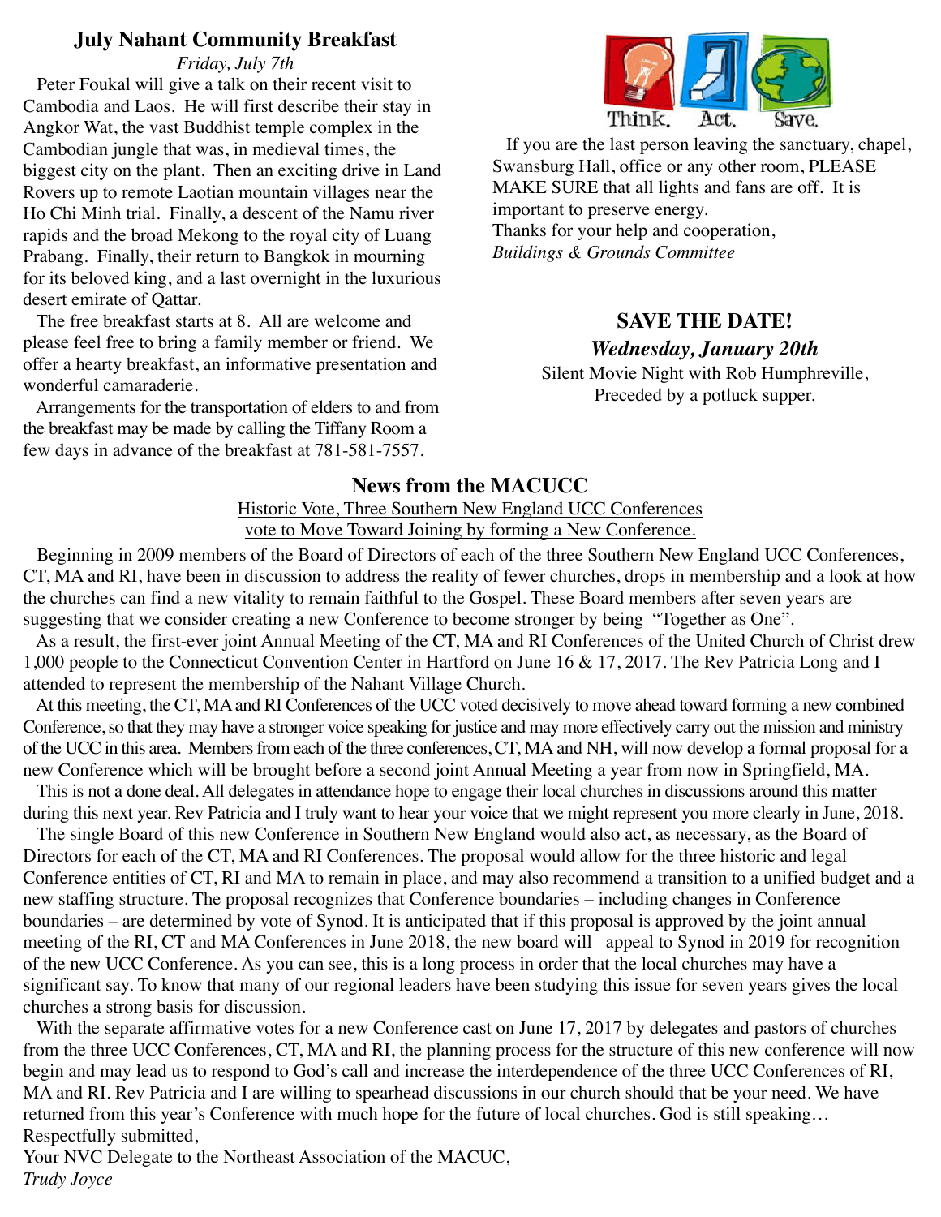## July Nahant Community Breakfast

*Friday, July 7th*

Peter Foukal will give a talk on their recent visit to Cambodia and Laos. He will first describe their stay in Angkor Wat, the vast Buddhist temple complex in the Cambodian jungle that was, in medieval times, the biggest city on the plant. Then an exciting drive in Land Rovers up to remote Laotian mountain villages near the Ho Chi Minh trial. Finally, a descent of the Namu river rapids and the broad Mekong to the royal city of Luang Prabang. Finally, their return to Bangkok in mourning for its beloved king, and a last overnight in the luxurious desert emirate of Qattar.

The free breakfast starts at 8. All are welcome and please feel free to bring a family member or friend. We offer a hearty breakfast, an informative presentation and wonderful camaraderie.

Arrangements for the transportation of elders to and from the breakfast may be made by calling the Tiffany Room a few days in advance of the breakfast at 781-581-7557.

Think. Act. Save.

If you are the last person leaving the sanctuary, chapel, Swansburg Hall, office or any other room, PLEASE MAKE SURE that all lights and fans are off. It is important to preserve energy.
Thanks for your help and cooperation,
*Buildings & Grounds Committee*

## SAVE THE DATE!

***Wednesday, January 20th***

Silent Movie Night with Rob Humphreville,
Preceded by a potluck supper.

## News from the MACUCC

Historic Vote, Three Southern New England UCC Conferences vote to Move Toward Joining by forming a New Conference.

Beginning in 2009 members of the Board of Directors of each of the three Southern New England UCC Conferences, CT, MA and RI, have been in discussion to address the reality of fewer churches, drops in membership and a look at how the churches can find a new vitality to remain faithful to the Gospel. These Board members after seven years are suggesting that we consider creating a new Conference to become stronger by being "Together as One".

As a result, the first-ever joint Annual Meeting of the CT, MA and RI Conferences of the United Church of Christ drew 1,000 people to the Connecticut Convention Center in Hartford on June 16 & 17, 2017. The Rev Patricia Long and I attended to represent the membership of the Nahant Village Church.

At this meeting, the CT, MA and RI Conferences of the UCC voted decisively to move ahead toward forming a new combined Conference, so that they may have a stronger voice speaking for justice and may more effectively carry out the mission and ministry of the UCC in this area. Members from each of the three conferences, CT, MA and NH, will now develop a formal proposal for a new Conference which will be brought before a second joint Annual Meeting a year from now in Springfield, MA.

This is not a done deal. All delegates in attendance hope to engage their local churches in discussions around this matter during this next year. Rev Patricia and I truly want to hear your voice that we might represent you more clearly in June, 2018.

The single Board of this new Conference in Southern New England would also act, as necessary, as the Board of Directors for each of the CT, MA and RI Conferences. The proposal would allow for the three historic and legal Conference entities of CT, RI and MA to remain in place, and may also recommend a transition to a unified budget and a new staffing structure. The proposal recognizes that Conference boundaries – including changes in Conference boundaries – are determined by vote of Synod. It is anticipated that if this proposal is approved by the joint annual meeting of the RI, CT and MA Conferences in June 2018, the new board will appeal to Synod in 2019 for recognition of the new UCC Conference. As you can see, this is a long process in order that the local churches may have a significant say. To know that many of our regional leaders have been studying this issue for seven years gives the local churches a strong basis for discussion.

With the separate affirmative votes for a new Conference cast on June 17, 2017 by delegates and pastors of churches from the three UCC Conferences, CT, MA and RI, the planning process for the structure of this new conference will now begin and may lead us to respond to God's call and increase the interdependence of the three UCC Conferences of RI, MA and RI. Rev Patricia and I are willing to spearhead discussions in our church should that be your need. We have returned from this year's Conference with much hope for the future of local churches. God is still speaking…

Respectfully submitted,
Your NVC Delegate to the Northeast Association of the MACUC,
*Trudy Joyce*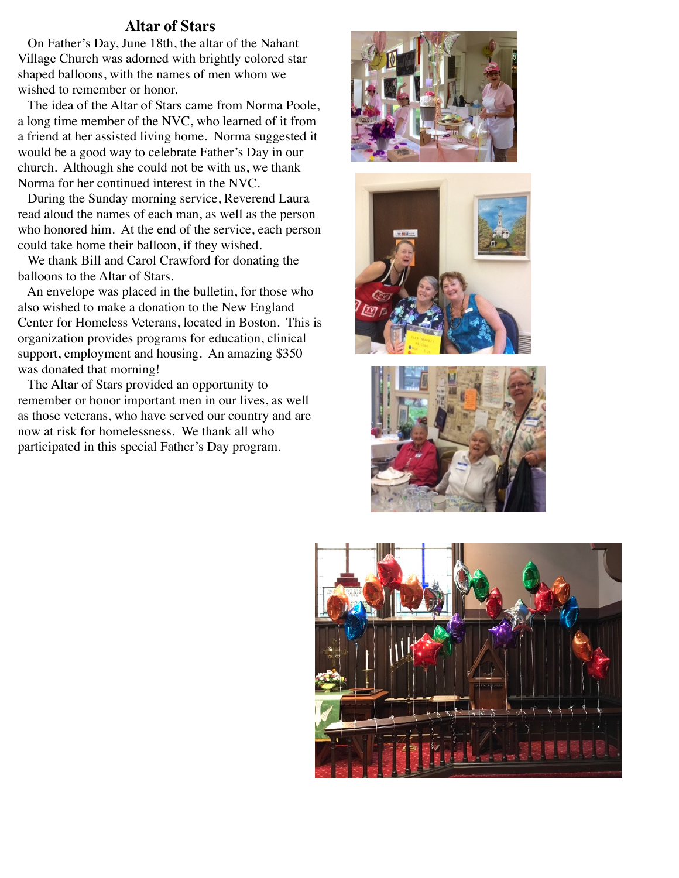# Altar of Stars

On Father's Day, June 18th, the altar of the Nahant Village Church was adorned with brightly colored star shaped balloons, with the names of men whom we wished to remember or honor.

The idea of the Altar of Stars came from Norma Poole, a long time member of the NVC, who learned of it from a friend at her assisted living home. Norma suggested it would be a good way to celebrate Father's Day in our church. Although she could not be with us, we thank Norma for her continued interest in the NVC.

During the Sunday morning service, Reverend Laura read aloud the names of each man, as well as the person who honored him. At the end of the service, each person could take home their balloon, if they wished.

We thank Bill and Carol Crawford for donating the balloons to the Altar of Stars.

An envelope was placed in the bulletin, for those who also wished to make a donation to the New England Center for Homeless Veterans, located in Boston. This is organization provides programs for education, clinical support, employment and housing. An amazing $350 was donated that morning!

The Altar of Stars provided an opportunity to remember or honor important men in our lives, as well as those veterans, who have served our country and are now at risk for homelessness. We thank all who participated in this special Father's Day program.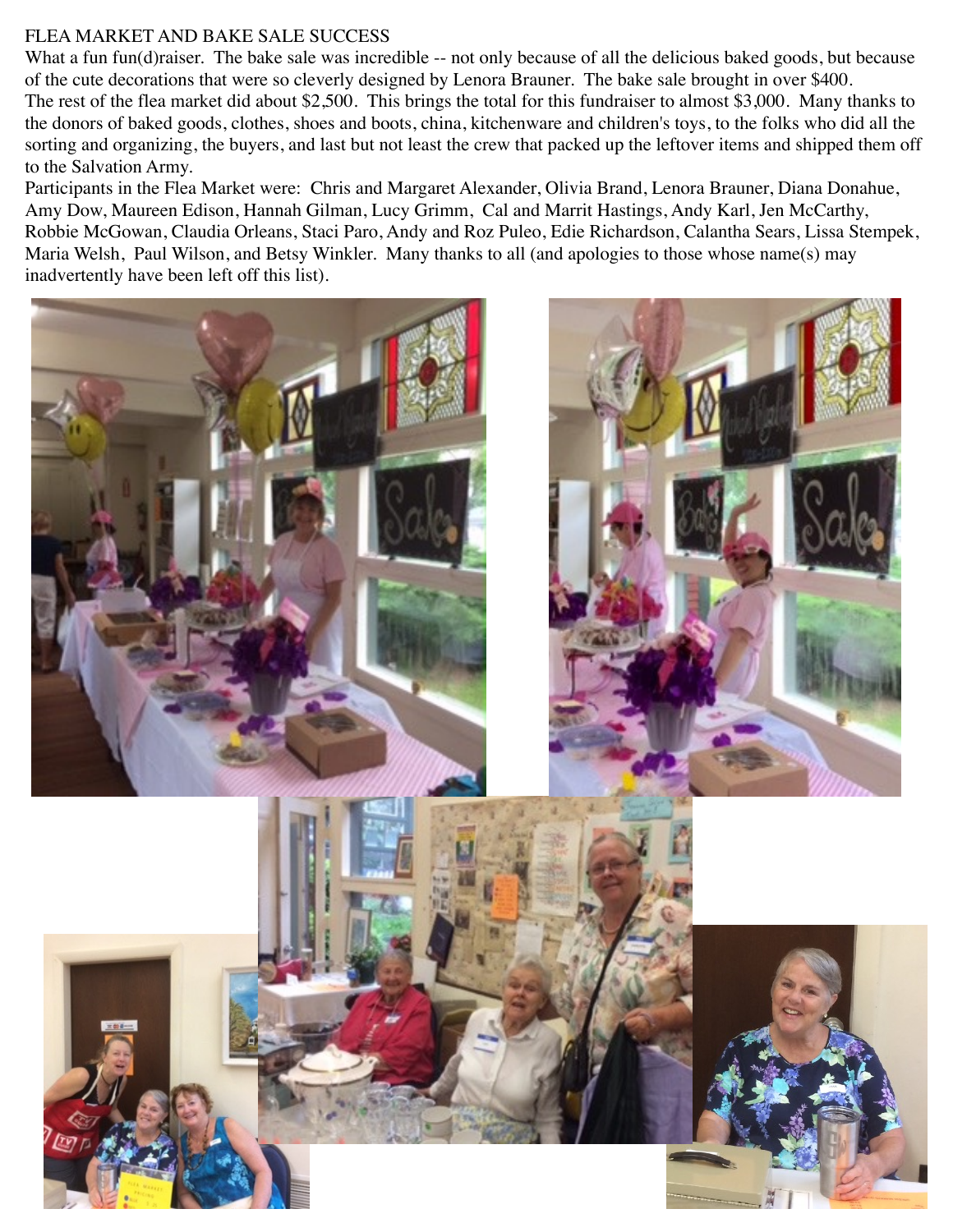FLEA MARKET AND BAKE SALE SUCCESS

What a fun fun(d)raiser. The bake sale was incredible -- not only because of all the delicious baked goods, but because of the cute decorations that were so cleverly designed by Lenora Brauner. The bake sale brought in over $400. The rest of the flea market did about $2,500. This brings the total for this fundraiser to almost $3,000. Many thanks to the donors of baked goods, clothes, shoes and boots, china, kitchenware and children's toys, to the folks who did all the sorting and organizing, the buyers, and last but not least the crew that packed up the leftover items and shipped them off to the Salvation Army.

Participants in the Flea Market were: Chris and Margaret Alexander, Olivia Brand, Lenora Brauner, Diana Donahue, Amy Dow, Maureen Edison, Hannah Gilman, Lucy Grimm, Cal and Marrit Hastings, Andy Karl, Jen McCarthy, Robbie McGowan, Claudia Orleans, Staci Paro, Andy and Roz Puleo, Edie Richardson, Calantha Sears, Lissa Stempek, Maria Welsh, Paul Wilson, and Betsy Winkler. Many thanks to all (and apologies to those whose name(s) may inadvertently have been left off this list).